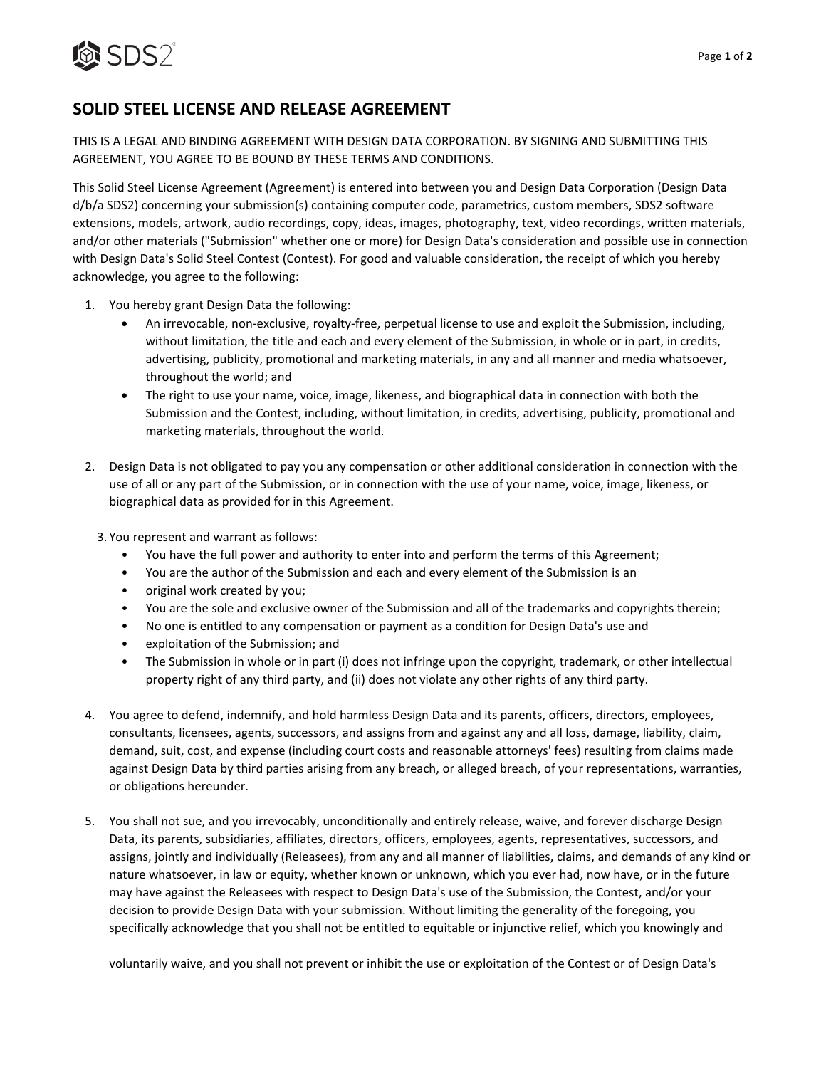# SOLID STEEL LICENSE AND RELEASE AGREEMENT

THIS IS A LEGAL AND BINDING AGREEMENT WITH DESIGN DATA CORPORATION. BY SIGNING AND SUBMITTING THIS AGREEMENT, YOU AGREE TO BE BOUND BY THESE TERMS AND CONDITIONS.

This Solid Steel License Agreement (Agreement) is entered into between you and Design Data Corporation (Design Data d/b/a SDS2) concerning your submission(s) containing computer code, parametrics, custom members, SDS2 software extensions, models, artwork, audio recordings, copy, ideas, images, photography, text, video recordings, written materials, and/or other materials ("Submission" whether one or more) for Design Data's consideration and possible use in connection with Design Data's Solid Steel Contest (Contest). For good and valuable consideration, the receipt of which you hereby acknowledge, you agree to the following:

1. You hereby grant Design Data the following:
   - An irrevocable, non-exclusive, royalty-free, perpetual license to use and exploit the Submission, including, without limitation, the title and each and every element of the Submission, in whole or in part, in credits, advertising, publicity, promotional and marketing materials, in any and all manner and media whatsoever, throughout the world; and
   - The right to use your name, voice, image, likeness, and biographical data in connection with both the Submission and the Contest, including, without limitation, in credits, advertising, publicity, promotional and marketing materials, throughout the world.

2. Design Data is not obligated to pay you any compensation or other additional consideration in connection with the use of all or any part of the Submission, or in connection with the use of your name, voice, image, likeness, or biographical data as provided for in this Agreement.

3. You represent and warrant as follows:
   - You have the full power and authority to enter into and perform the terms of this Agreement;
   - You are the author of the Submission and each and every element of the Submission is an
   - original work created by you;
   - You are the sole and exclusive owner of the Submission and all of the trademarks and copyrights therein;
   - No one is entitled to any compensation or payment as a condition for Design Data's use and
   - exploitation of the Submission; and
   - The Submission in whole or in part (i) does not infringe upon the copyright, trademark, or other intellectual property right of any third party, and (ii) does not violate any other rights of any third party.

4. You agree to defend, indemnify, and hold harmless Design Data and its parents, officers, directors, employees, consultants, licensees, agents, successors, and assigns from and against any and all loss, damage, liability, claim, demand, suit, cost, and expense (including court costs and reasonable attorneys' fees) resulting from claims made against Design Data by third parties arising from any breach, or alleged breach, of your representations, warranties, or obligations hereunder.

5. You shall not sue, and you irrevocably, unconditionally and entirely release, waive, and forever discharge Design Data, its parents, subsidiaries, affiliates, directors, officers, employees, agents, representatives, successors, and assigns, jointly and individually (Releasees), from any and all manner of liabilities, claims, and demands of any kind or nature whatsoever, in law or equity, whether known or unknown, which you ever had, now have, or in the future may have against the Releasees with respect to Design Data's use of the Submission, the Contest, and/or your decision to provide Design Data with your submission. Without limiting the generality of the foregoing, you specifically acknowledge that you shall not be entitled to equitable or injunctive relief, which you knowingly and

   voluntarily waive, and you shall not prevent or inhibit the use or exploitation of the Contest or of Design Data's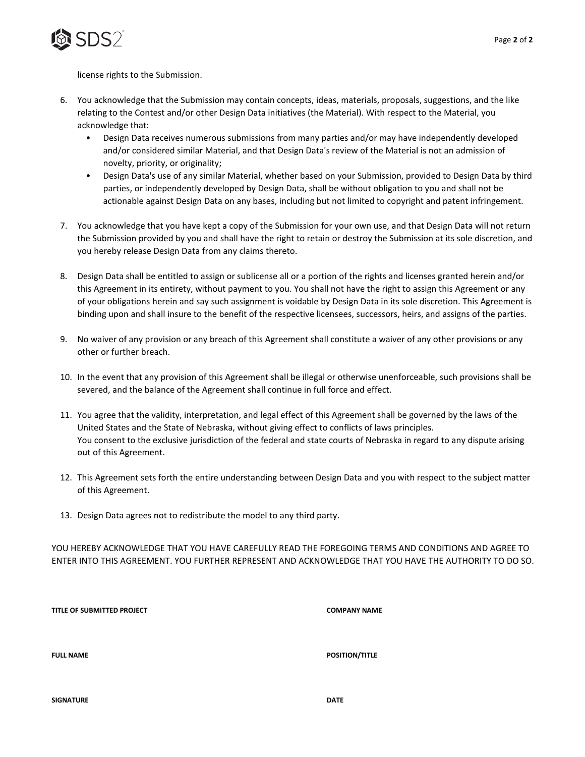license rights to the Submission.

6. You acknowledge that the Submission may contain concepts, ideas, materials, proposals, suggestions, and the like relating to the Contest and/or other Design Data initiatives (the Material). With respect to the Material, you acknowledge that:
   - Design Data receives numerous submissions from many parties and/or may have independently developed and/or considered similar Material, and that Design Data's review of the Material is not an admission of novelty, priority, or originality;
   - Design Data's use of any similar Material, whether based on your Submission, provided to Design Data by third parties, or independently developed by Design Data, shall be without obligation to you and shall not be actionable against Design Data on any bases, including but not limited to copyright and patent infringement.

7. You acknowledge that you have kept a copy of the Submission for your own use, and that Design Data will not return the Submission provided by you and shall have the right to retain or destroy the Submission at its sole discretion, and you hereby release Design Data from any claims thereto.

8. Design Data shall be entitled to assign or sublicense all or a portion of the rights and licenses granted herein and/or this Agreement in its entirety, without payment to you. You shall not have the right to assign this Agreement or any of your obligations herein and say such assignment is voidable by Design Data in its sole discretion. This Agreement is binding upon and shall insure to the benefit of the respective licensees, successors, heirs, and assigns of the parties.

9. No waiver of any provision or any breach of this Agreement shall constitute a waiver of any other provisions or any other or further breach.

10. In the event that any provision of this Agreement shall be illegal or otherwise unenforceable, such provisions shall be severed, and the balance of the Agreement shall continue in full force and effect.

11. You agree that the validity, interpretation, and legal effect of this Agreement shall be governed by the laws of the United States and the State of Nebraska, without giving effect to conflicts of laws principles.
    You consent to the exclusive jurisdiction of the federal and state courts of Nebraska in regard to any dispute arising out of this Agreement.

12. This Agreement sets forth the entire understanding between Design Data and you with respect to the subject matter of this Agreement.

13. Design Data agrees not to redistribute the model to any third party.

YOU HEREBY ACKNOWLEDGE THAT YOU HAVE CAREFULLY READ THE FOREGOING TERMS AND CONDITIONS AND AGREE TO ENTER INTO THIS AGREEMENT. YOU FURTHER REPRESENT AND ACKNOWLEDGE THAT YOU HAVE THE AUTHORITY TO DO SO.

**TITLE OF SUBMITTED PROJECT**

**COMPANY NAME**

**FULL NAME**

**POSITION/TITLE**

**SIGNATURE**

**DATE**